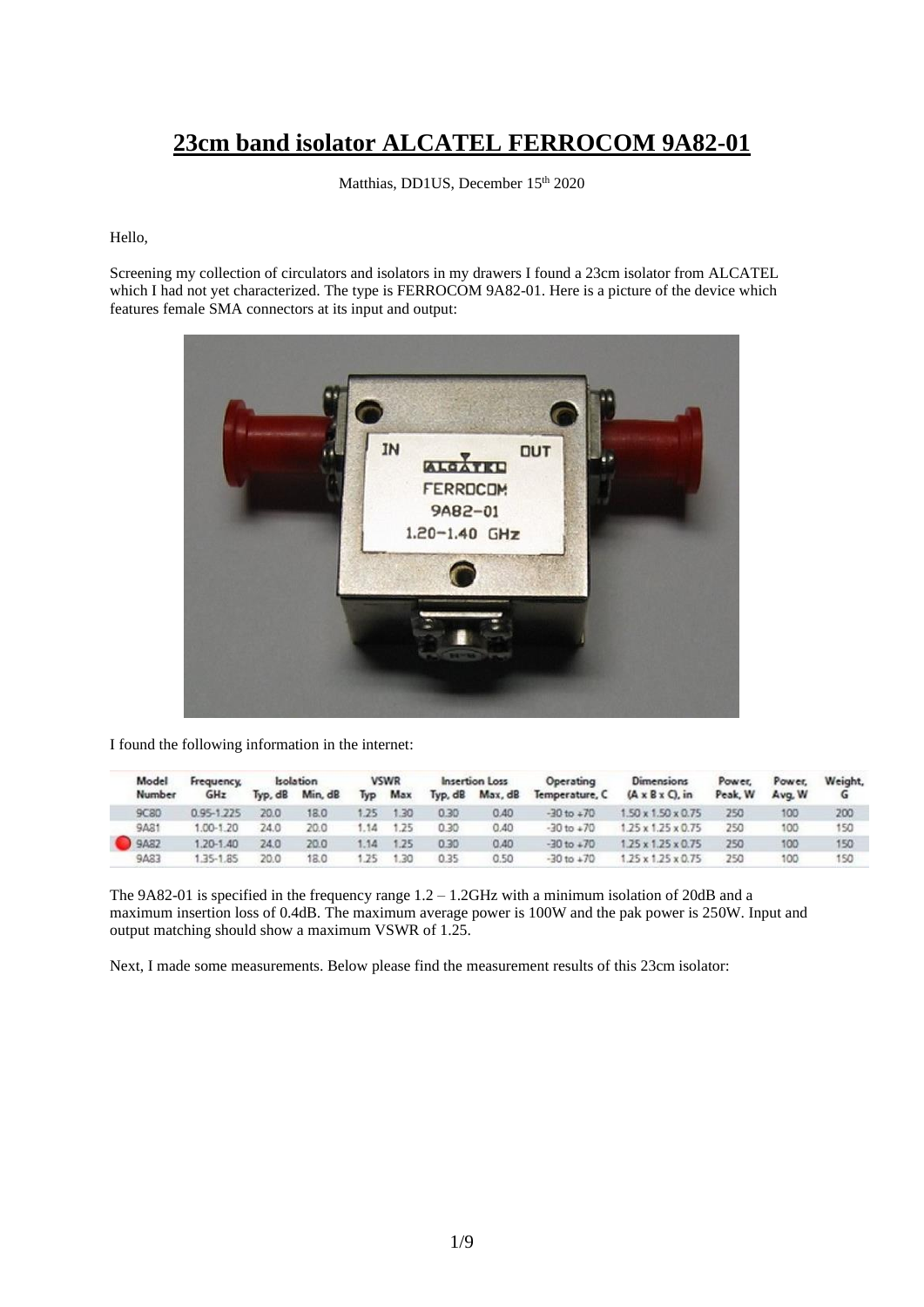# 23cm band isolator ALCATEL FERROCOM 9A82-01

Matthias, DD1US, December 15th 2020

Hello,

Screening my collection of circulators and isolators in my drawers I found a 23cm isolator from ALCATEL which I had not yet characterized. The type is FERROCOM 9A82-01. Here is a picture of the device which features female SMA connectors at its input and output:

I found the following information in the internet:

| Model Number | Frequency, GHz | Isolation Typ, dB | Isolation Min, dB | VSWR Typ | VSWR Max | Insertion Loss Typ, dB | Insertion Loss Max, dB | Operating Temperature, C | Dimensions (A x B x C), in | Power, Peak, W | Power, Avg, W | Weight, G |
|---|---|---|---|---|---|---|---|---|---|---|---|---|
| 9C80 | 0.95-1.225 | 20.0 | 18.0 | 1.25 | 1.30 | 0.30 | 0.40 | -30 to +70 | 1.50 x 1.50 x 0.75 | 250 | 100 | 200 |
| 9A81 | 1.00-1.20 | 24.0 | 20.0 | 1.14 | 1.25 | 0.30 | 0.40 | -30 to +70 | 1.25 x 1.25 x 0.75 | 250 | 100 | 150 |
| 9A82 | 1.20-1.40 | 24.0 | 20.0 | 1.14 | 1.25 | 0.30 | 0.40 | -30 to +70 | 1.25 x 1.25 x 0.75 | 250 | 100 | 150 |
| 9A83 | 1.35-1.85 | 20.0 | 18.0 | 1.25 | 1.30 | 0.35 | 0.50 | -30 to +70 | 1.25 x 1.25 x 0.75 | 250 | 100 | 150 |

The 9A82-01 is specified in the frequency range 1.2 – 1.2GHz with a minimum isolation of 20dB and a maximum insertion loss of 0.4dB. The maximum average power is 100W and the pak power is 250W. Input and output matching should show a maximum VSWR of 1.25.

Next, I made some measurements. Below please find the measurement results of this 23cm isolator: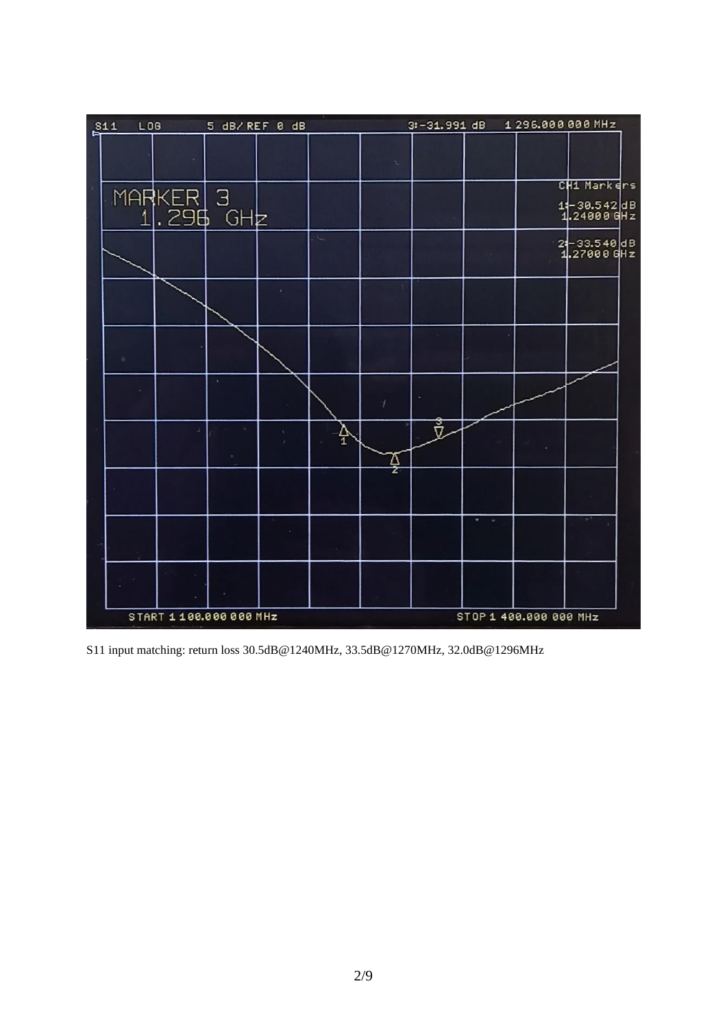S11 input matching: return loss 30.5dB@1240MHz, 33.5dB@1270MHz, 32.0dB@1296MHz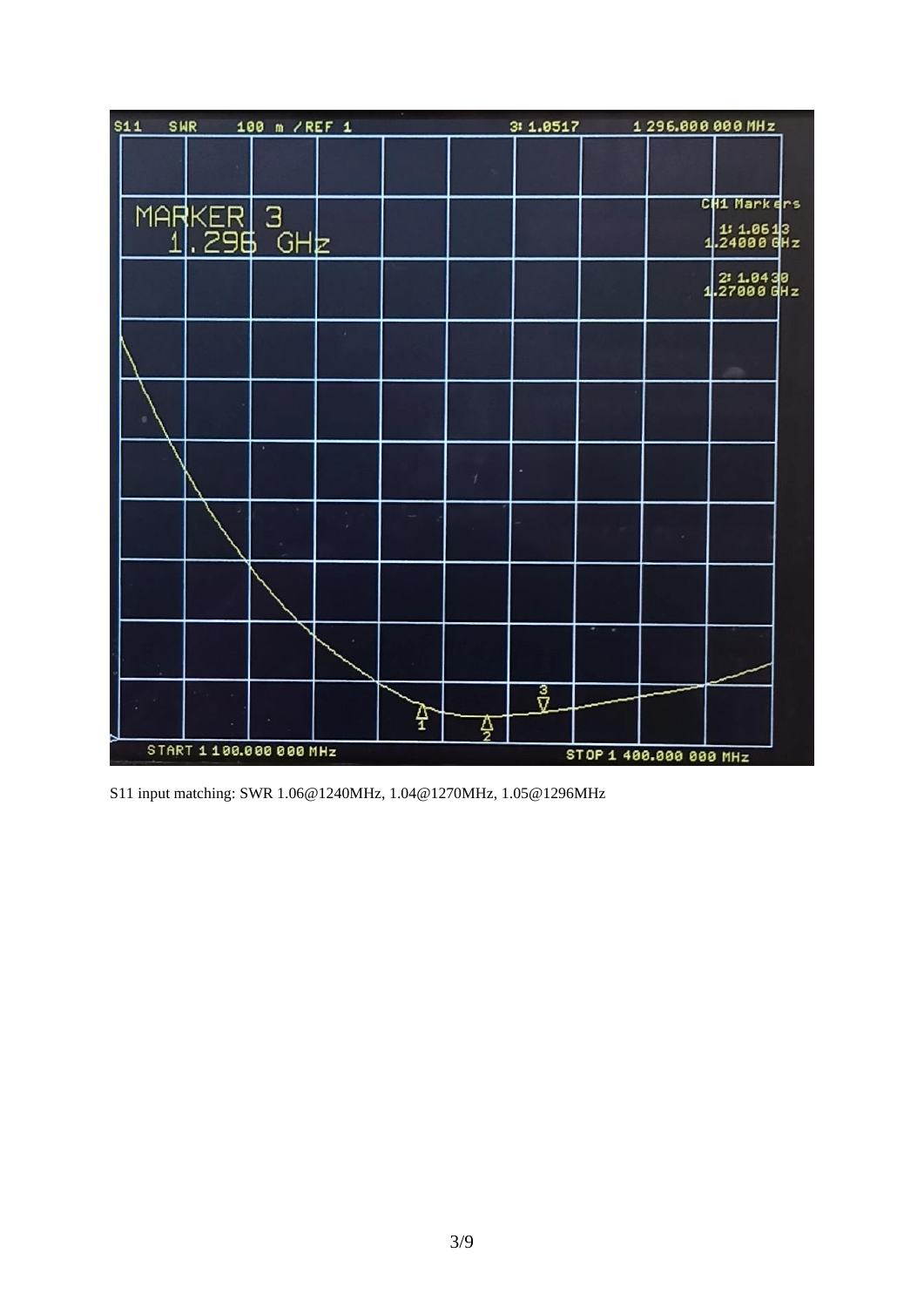S11 input matching: SWR 1.06@1240MHz, 1.04@1270MHz, 1.05@1296MHz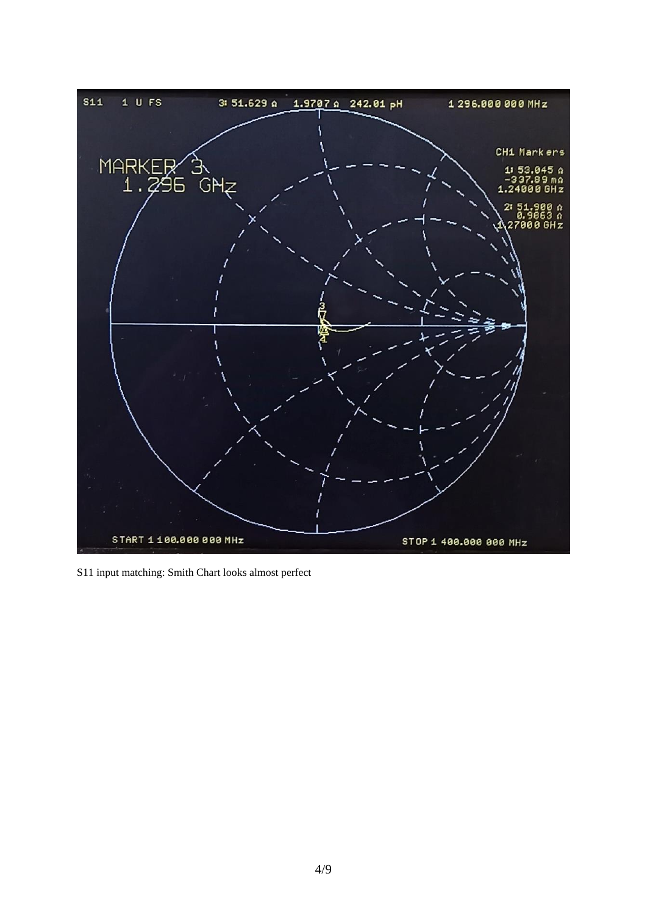S11 input matching: Smith Chart looks almost perfect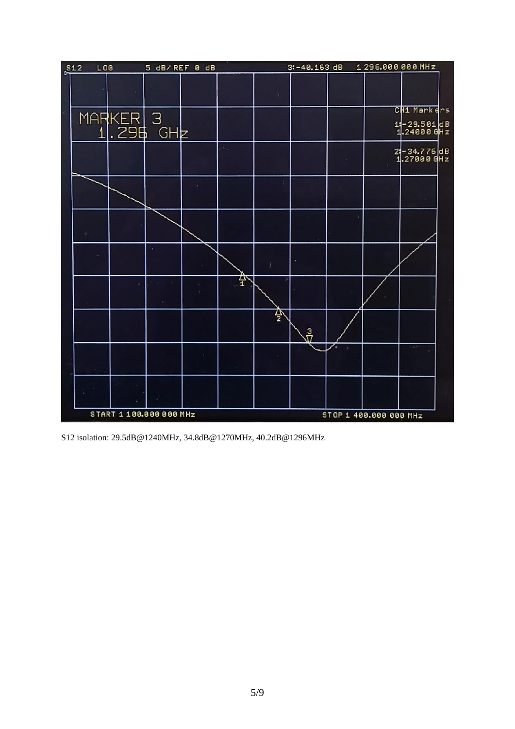S12 isolation: 29.5dB@1240MHz, 34.8dB@1270MHz, 40.2dB@1296MHz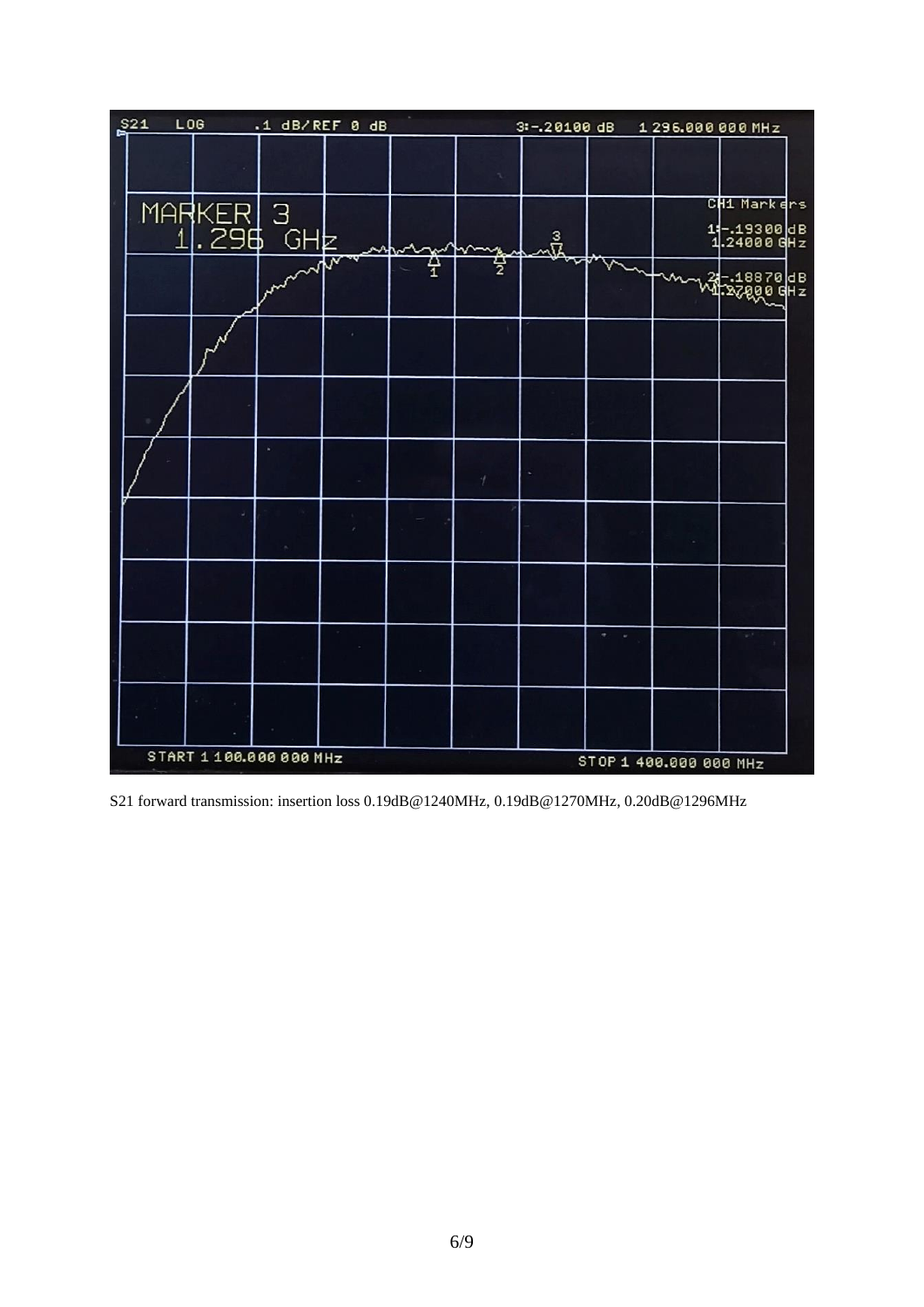S21 forward transmission: insertion loss 0.19dB@1240MHz, 0.19dB@1270MHz, 0.20dB@1296MHz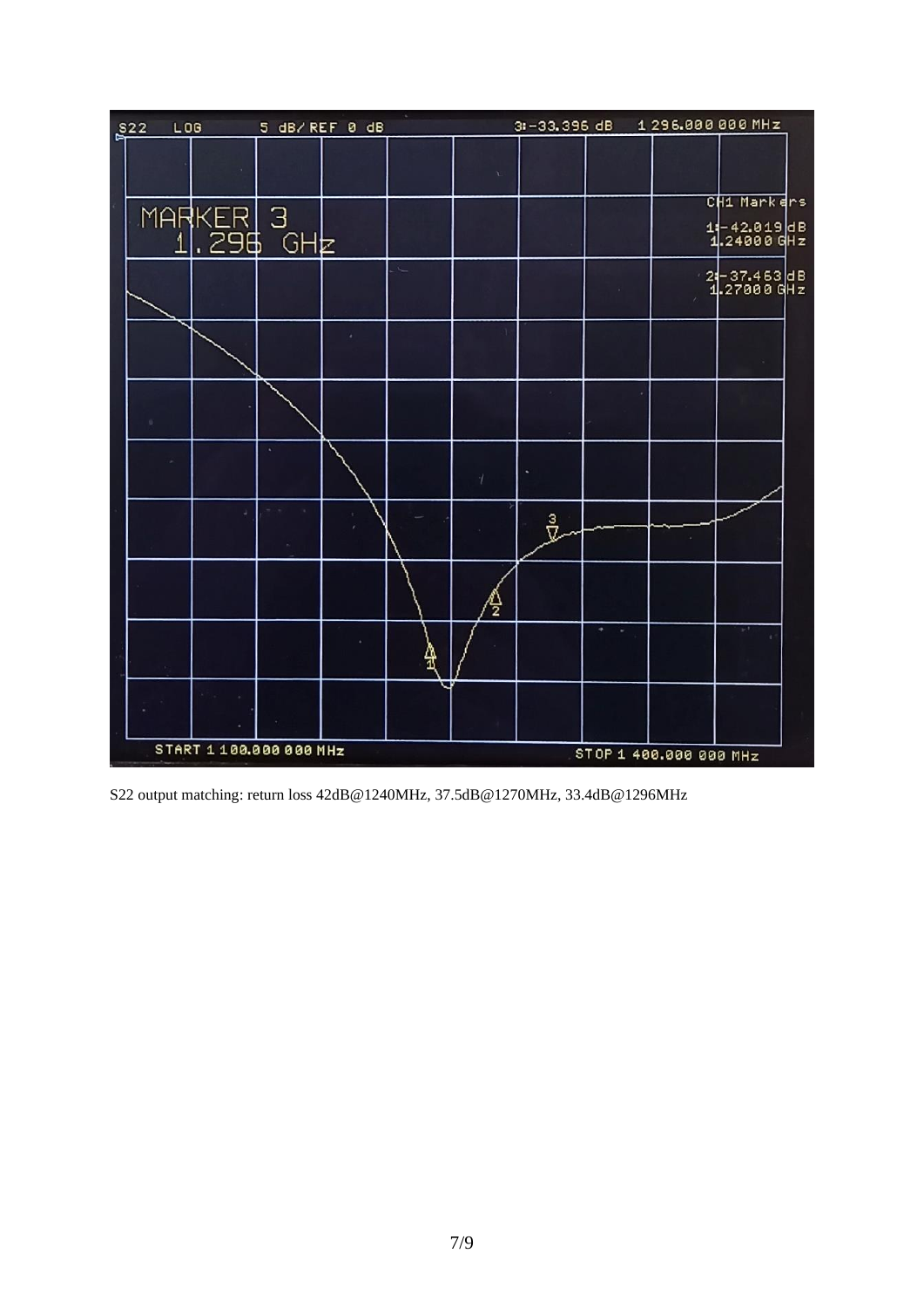S22 output matching: return loss 42dB@1240MHz, 37.5dB@1270MHz, 33.4dB@1296MHz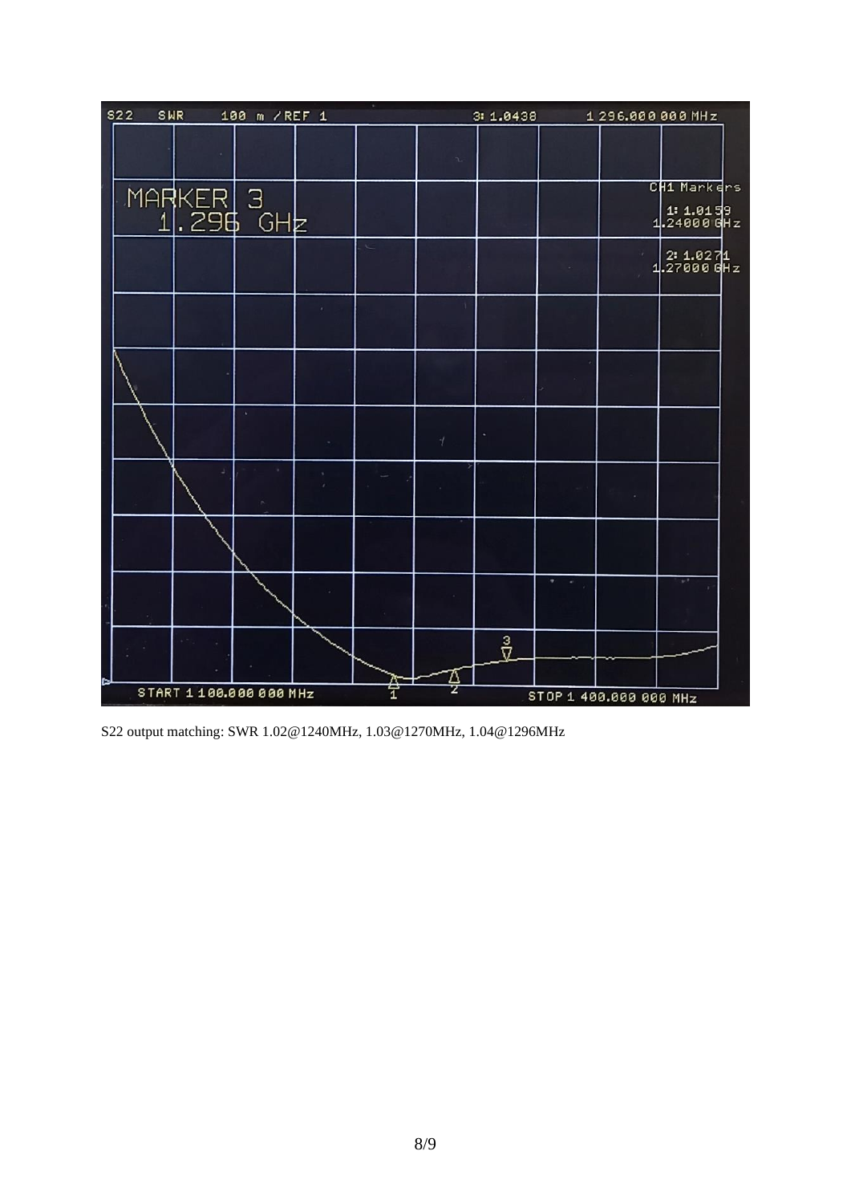S22 output matching: SWR 1.02@1240MHz, 1.03@1270MHz, 1.04@1296MHz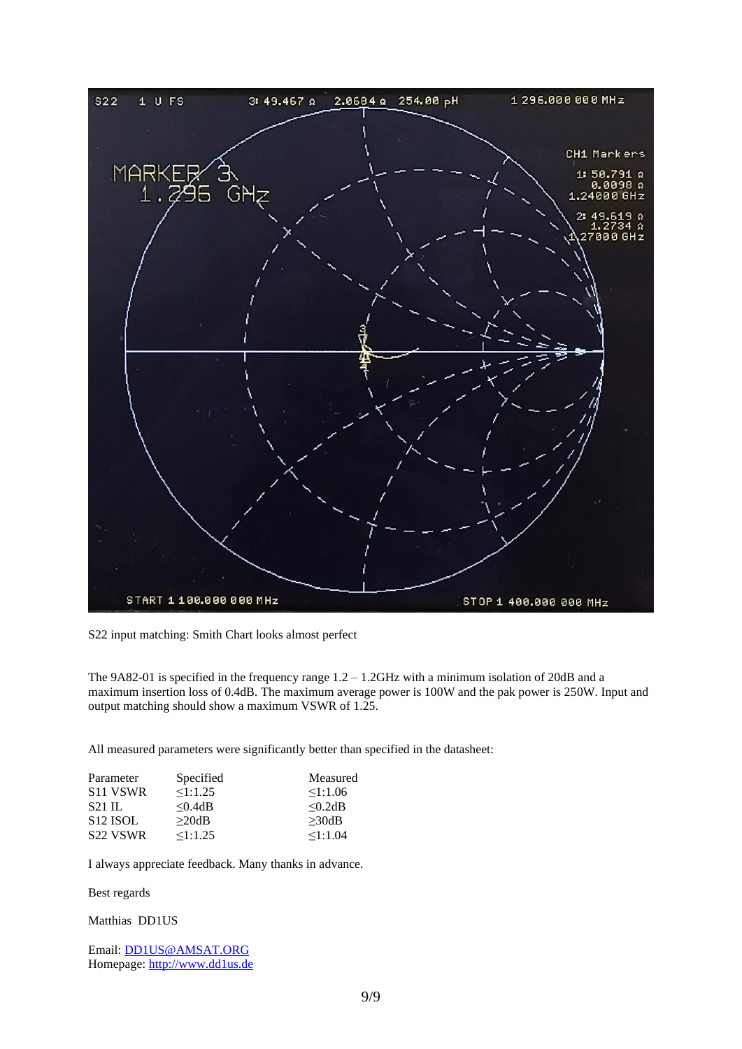S22 1 U FS 3: 49.467 Ω 2.0684 Ω 254.00 pH 1 296.000 000 MHz

MARKER 3
1.296 GHz

CH1 Markers
1: 50.791 Ω
0.0098 Ω
1.24000 GHz
2: 49.619 Ω
1.2734 Ω
1.27000 GHz

START 1 100.000 000 MHz STOP 1 400.000 000 MHz

S22 input matching: Smith Chart looks almost perfect

The 9A82-01 is specified in the frequency range 1.2 – 1.2GHz with a minimum isolation of 20dB and a maximum insertion loss of 0.4dB. The maximum average power is 100W and the pak power is 250W. Input and output matching should show a maximum VSWR of 1.25.

All measured parameters were significantly better than specified in the datasheet:

| Parameter | Specified | Measured |
|---|---|---|
| S11 VSWR | ≤1:1.25 | ≤1:1.06 |
| S21 IL | ≤0.4dB | ≤0.2dB |
| S12 ISOL | ≥20dB | ≥30dB |
| S22 VSWR | ≤1:1.25 | ≤1:1.04 |

I always appreciate feedback. Many thanks in advance.

Best regards

Matthias DD1US

Email: [DD1US@AMSAT.ORG](mailto:DD1US@AMSAT.ORG)
Homepage: [http://www.dd1us.de](http://www.dd1us.de)